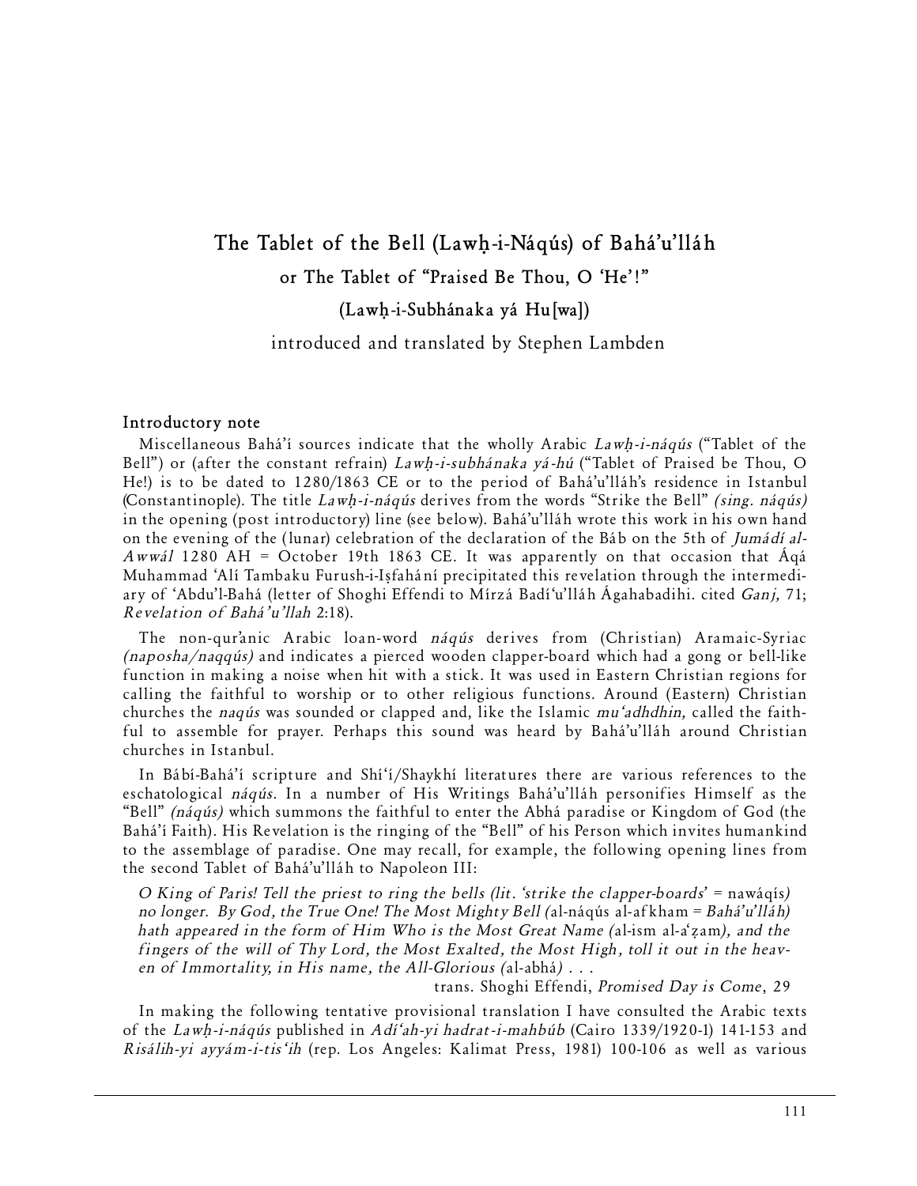# The Tablet of the Bell (Lawḥ-i-Náqús) of Bahá'u'lláh

## or The Tablet of "Praised Be Thou, O 'He'!"

## (Lawḥ-i-Subhánaka yá Hu[wa])

introduced and translated by Stephen Lambden

### Introductory note

Miscellaneous Bahá'í sources indicate that the wholly Arabic *Lawḥ-i-náqús* ("Tablet of the Bell") or (after the constant refrain) *Lawḥ-i-subhánaka yá-hú* ("Tablet of Praised be Thou, O He!) is to be dated to 1280/1863 CE or to the period of Bahá'u'lláh's residence in Istanbul (Constantinople). The title *Lawḥ-i-náqús* derives from the words "Strike the Bell" *(sing. náqús)* in the opening (post introductory) line (see below). Bahá'u'lláh wrote this work in his own hand on the evening of the (lunar) celebration of the declaration of the Báb on the 5th of *Jumádí al-Awwál* 1280 AH = October 19th 1863 CE. It was apparently on that occasion that Áqá Muhammad 'Alí Tambaku Furush-i-Iṣfahání precipitated this revelation through the intermediary of 'Abdu'l-Bahá (letter of Shoghi Effendi to Mírzá Badí'u'lláh Ágahabadihi. cited *Ganj,* 71; *Revelation of Bahá'u'llah* 2:18).

The non-qur'anic Arabic loan-word *náqús* derives from (Christian) Aramaic-Syriac *(naposha/naqqús)* and indicates a pierced wooden clapper-board which had a gong or bell-like function in making a noise when hit with a stick. It was used in Eastern Christian regions for calling the faithful to worship or to other religious functions. Around (Eastern) Christian churches the *naqús* was sounded or clapped and, like the Islamic *mu'adhdhin,* called the faithful to assemble for prayer. Perhaps this sound was heard by Bahá'u'lláh around Christian churches in Istanbul.

In Bábí-Bahá'í scripture and Shí'í/Shaykhí literatures there are various references to the eschatological *náqús*. In a number of His Writings Bahá'u'lláh personifies Himself as the "Bell" *(náqús)* which summons the faithful to enter the Abhá paradise or Kingdom of God (the Bahá'í Faith). His Revelation is the ringing of the "Bell" of his Person which invites humankind to the assemblage of paradise. One may recall, for example, the following opening lines from the second Tablet of Bahá'u'lláh to Napoleon III:

> *O King of Paris! Tell the priest to ring the bells (lit. 'strike the clapper-boards'* = nawáqís*) no longer. By God, the True One! The Most Mighty Bell (*al-náqús al-afkham = *Bahá'u'lláh) hath appeared in the form of Him Who is the Most Great Name (*al-ism al-a'ẓam*), and the fingers of the will of Thy Lord, the Most Exalted, the Most High, toll it out in the heaven of Immortality, in His name, the All-Glorious (*al-abhá*) . . .*
>
> trans. Shoghi Effendi, *Promised Day is Come*, 29

In making the following tentative provisional translation I have consulted the Arabic texts of the *Lawḥ-i-náqús* published in *Adí'ah-yi hadrat-i-mahbúb* (Cairo 1339/1920-1) 141-153 and *Risálih-yi ayyám-i-tis'ih* (rep. Los Angeles: Kalimat Press, 1981) 100-106 as well as various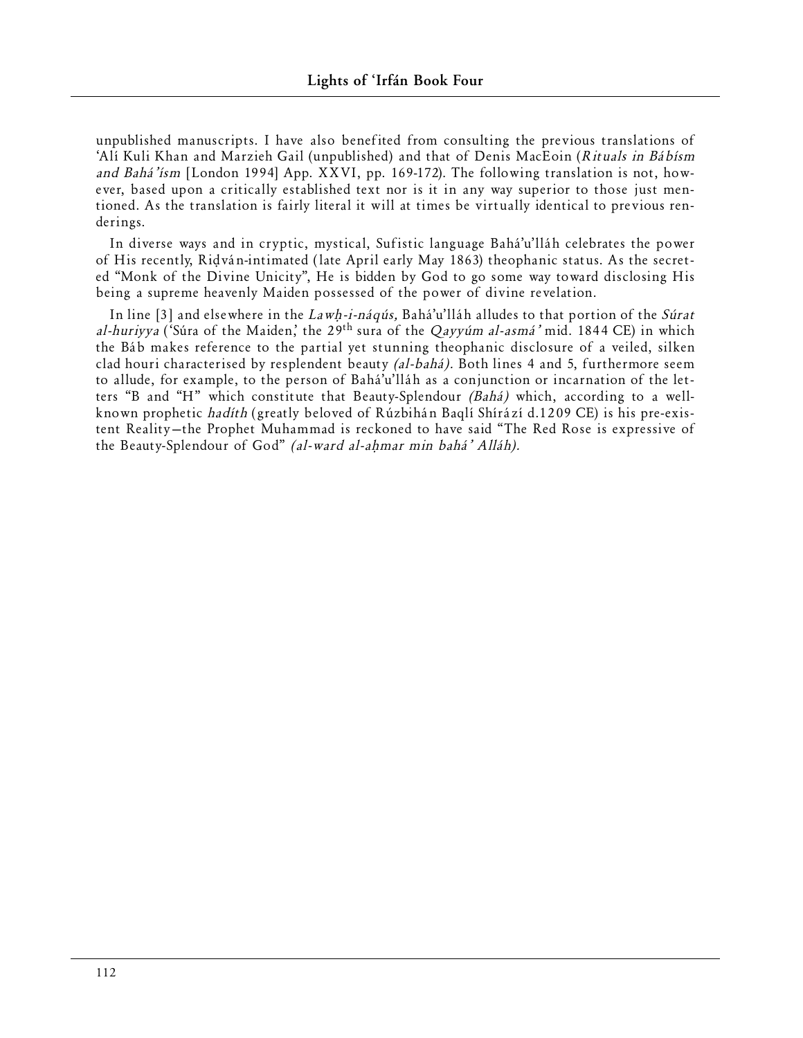unpublished manuscripts. I have also benefited from consulting the previous translations of 'Alí Kuli Khan and Marzieh Gail (unpublished) and that of Denis MacEoin (*Rituals in Bábism and Bahá'ísm* [London 1994] App. XXVI, pp. 169-172). The following translation is not, however, based upon a critically established text nor is it in any way superior to those just mentioned. As the translation is fairly literal it will at times be virtually identical to previous renderings.

In diverse ways and in cryptic, mystical, Sufistic language Bahá'u'lláh celebrates the power of His recently, Riḍván-intimated (late April early May 1863) theophanic status. As the secreted "Monk of the Divine Unicity", He is bidden by God to go some way toward disclosing His being a supreme heavenly Maiden possessed of the power of divine revelation.

In line [3] and elsewhere in the *Lawḥ-i-náqús,* Bahá'u'lláh alludes to that portion of the *Súrat al-huriyya* ('Súra of the Maiden,' the 29th sura of the *Qayyúm al-asmá'* mid. 1844 CE) in which the Báb makes reference to the partial yet stunning theophanic disclosure of a veiled, silken clad houri characterised by resplendent beauty *(al-bahá).* Both lines 4 and 5, furthermore seem to allude, for example, to the person of Bahá'u'lláh as a conjunction or incarnation of the letters "B and "H" which constitute that Beauty-Splendour *(Bahá)* which, according to a well-known prophetic *hadíth* (greatly beloved of Rúzbihán Baqlí Shírází d.1209 CE) is his pre-existent Reality—the Prophet Muhammad is reckoned to have said "The Red Rose is expressive of the Beauty-Splendour of God" *(al-ward al-aḥmar min bahá' Alláh).*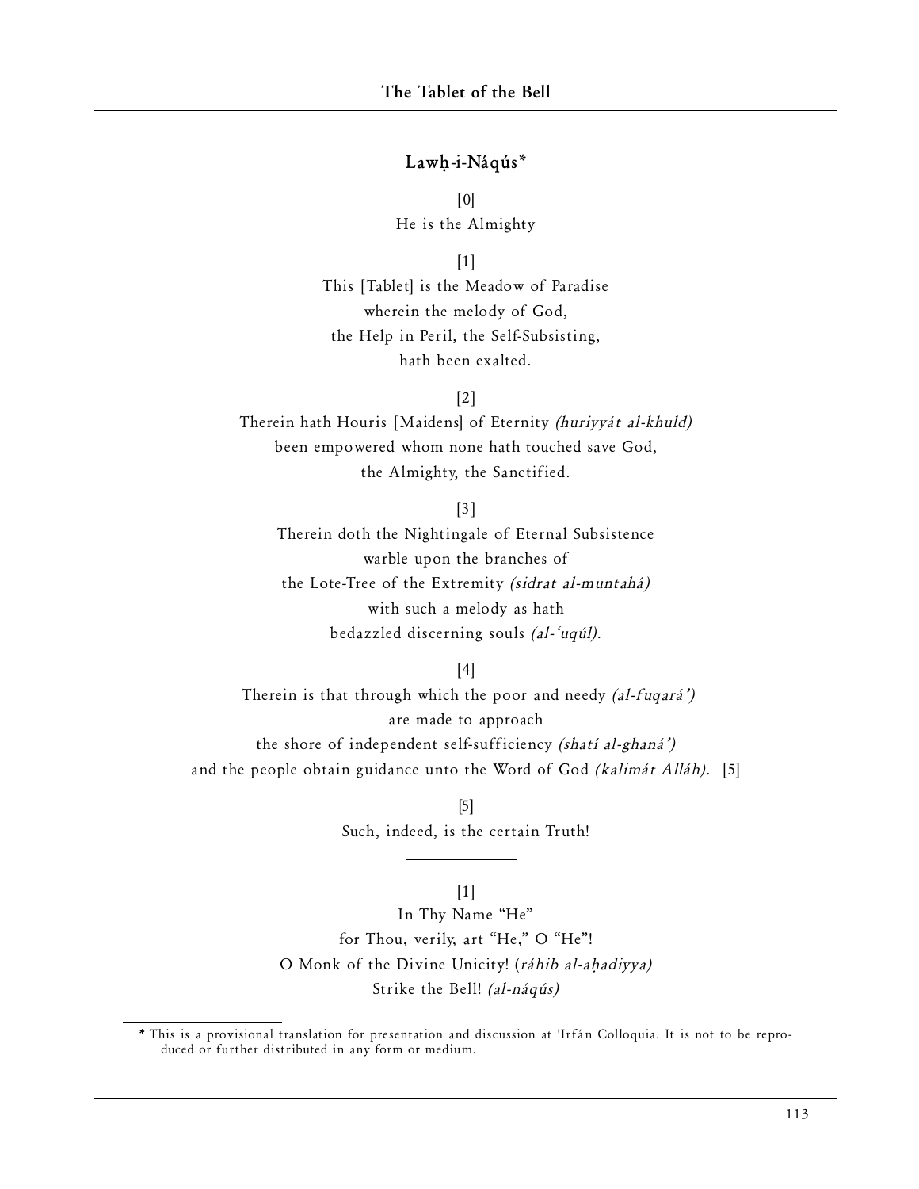## Lawḥ-i-Náqús*

[0]
He is the Almighty

[1]
This [Tablet] is the Meadow of Paradise
wherein the melody of God,
the Help in Peril, the Self-Subsisting,
hath been exalted.

[2]
Therein hath Houris [Maidens] of Eternity *(huriyyát al-khuld)*
been empowered whom none hath touched save God,
the Almighty, the Sanctified.

[3]
Therein doth the Nightingale of Eternal Subsistence
warble upon the branches of
the Lote-Tree of the Extremity *(sidrat al-muntahá)*
with such a melody as hath
bedazzled discerning souls *(al-'uqúl).*

[4]
Therein is that through which the poor and needy *(al-fuqará')*
are made to approach
the shore of independent self-sufficiency *(shatí al-ghaná')*
and the people obtain guidance unto the Word of God *(kalimát Alláh).* [5]

[5]
Such, indeed, is the certain Truth!

---

[1]
In Thy Name "He"
for Thou, verily, art "He," O "He"!
O Monk of the Divine Unicity! (*ráhib al-aḥadiyya)*
Strike the Bell! *(al-náqús)*

* This is a provisional translation for presentation and discussion at 'Irfán Colloquia. It is not to be reproduced or further distributed in any form or medium.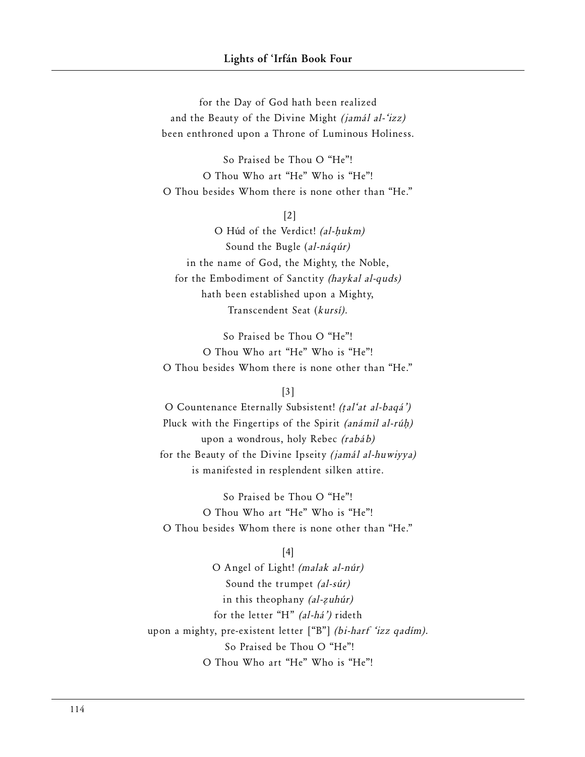for the Day of God hath been realized
and the Beauty of the Divine Might *(jamál al-'izz)*
been enthroned upon a Throne of Luminous Holiness.

So Praised be Thou O "He"!
O Thou Who art "He" Who is "He"!
O Thou besides Whom there is none other than "He."

[2]

O Húd of the Verdict! *(al-ḥukm)*
Sound the Bugle (*al-náqúr)*
in the name of God, the Mighty, the Noble,
for the Embodiment of Sanctity *(haykal al-quds)*
hath been established upon a Mighty,
Transcendent Seat (*kursí).*

So Praised be Thou O "He"!
O Thou Who art "He" Who is "He"!
O Thou besides Whom there is none other than "He."

[3]

O Countenance Eternally Subsistent! *(ṭal'at al-baqá')*
Pluck with the Fingertips of the Spirit *(anámil al-rúḥ)*
upon a wondrous, holy Rebec *(rabáb)*
for the Beauty of the Divine Ipseity *(jamál al-huwiyya)*
is manifested in resplendent silken attire.

So Praised be Thou O "He"!
O Thou Who art "He" Who is "He"!
O Thou besides Whom there is none other than "He."

[4]

O Angel of Light! *(malak al-núr)*
Sound the trumpet *(al-súr)*
in this theophany *(al-ẓuhúr)*
for the letter "H" *(al-há')* rideth
upon a mighty, pre-existent letter ["B"] *(bi-harf 'izz qadím).*
So Praised be Thou O "He"!
O Thou Who art "He" Who is "He"!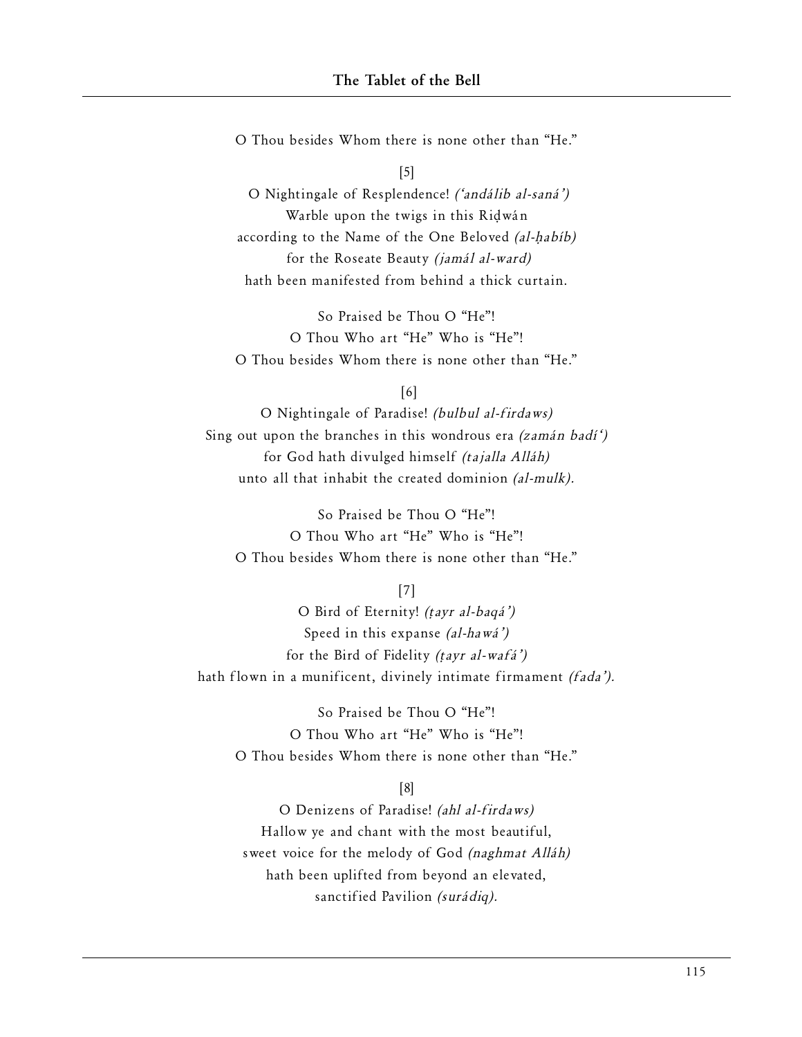O Thou besides Whom there is none other than "He."

[5]

O Nightingale of Resplendence! *('andálib al-saná')*
Warble upon the twigs in this Riḍwán
according to the Name of the One Beloved *(al-ḥabíb)*
for the Roseate Beauty *(jamál al-ward)*
hath been manifested from behind a thick curtain.

So Praised be Thou O "He"!
O Thou Who art "He" Who is "He"!
O Thou besides Whom there is none other than "He."

[6]

O Nightingale of Paradise! *(bulbul al-firdaws)*
Sing out upon the branches in this wondrous era *(zamán badí')*
for God hath divulged himself *(tajalla Alláh)*
unto all that inhabit the created dominion *(al-mulk).*

So Praised be Thou O "He"!
O Thou Who art "He" Who is "He"!
O Thou besides Whom there is none other than "He."

[7]

O Bird of Eternity! *(ṭayr al-baqá')*
Speed in this expanse *(al-hawá')*
for the Bird of Fidelity *(ṭayr al-wafá')*
hath flown in a munificent, divinely intimate firmament *(fada').*

So Praised be Thou O "He"!
O Thou Who art "He" Who is "He"!
O Thou besides Whom there is none other than "He."

[8]

O Denizens of Paradise! *(ahl al-firdaws)*
Hallow ye and chant with the most beautiful,
sweet voice for the melody of God *(naghmat Alláh)*
hath been uplifted from beyond an elevated,
sanctified Pavilion *(surádiq).*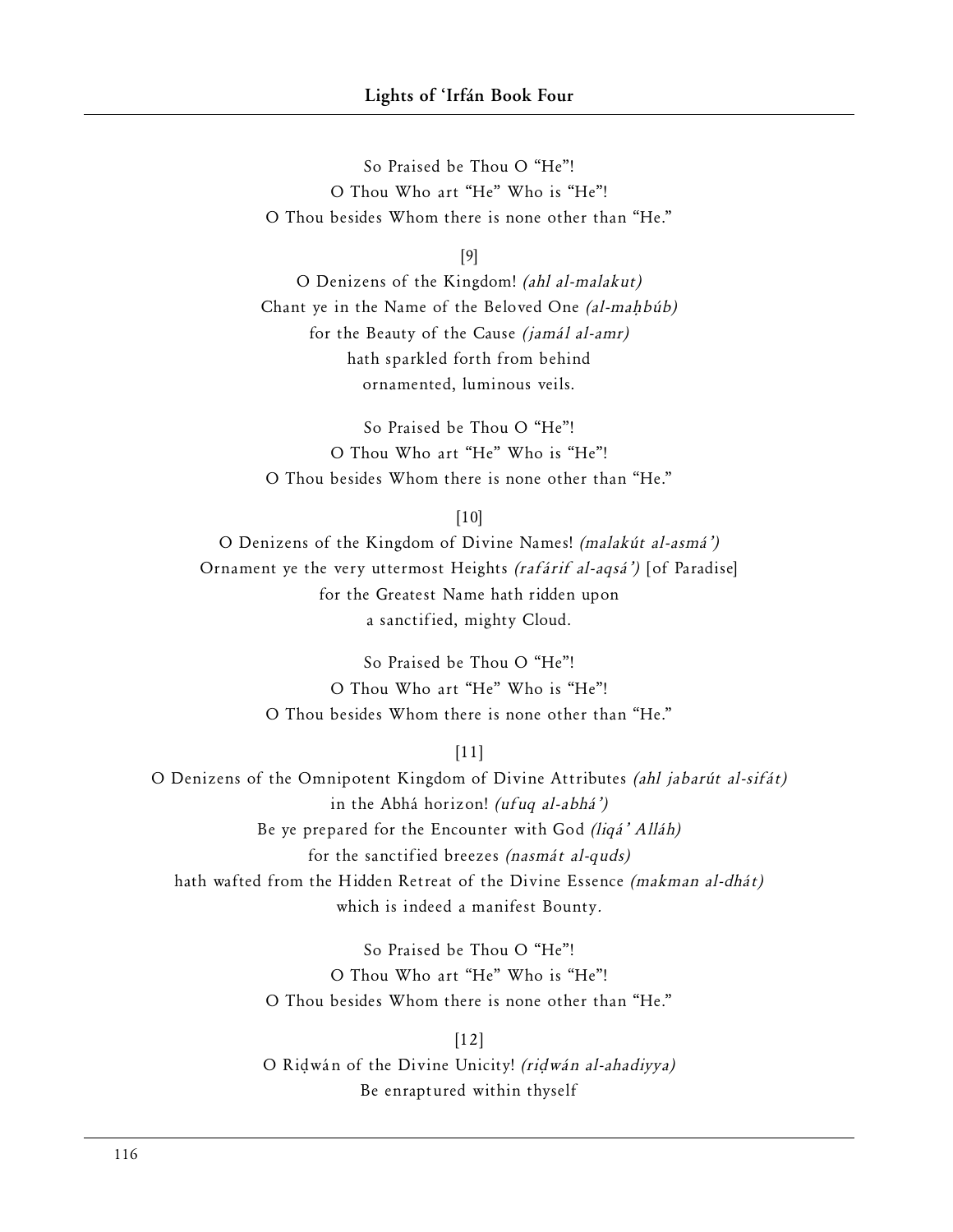So Praised be Thou O "He"!
O Thou Who art "He" Who is "He"!
O Thou besides Whom there is none other than "He."

[9]

O Denizens of the Kingdom! *(ahl al-malakut)*
Chant ye in the Name of the Beloved One *(al-maḥbúb)*
for the Beauty of the Cause *(jamál al-amr)*
hath sparkled forth from behind
ornamented, luminous veils.

So Praised be Thou O "He"!
O Thou Who art "He" Who is "He"!
O Thou besides Whom there is none other than "He."

[10]

O Denizens of the Kingdom of Divine Names! *(malakút al-asmá')*
Ornament ye the very uttermost Heights *(rafárif al-aqsá')* [of Paradise]
for the Greatest Name hath ridden upon
a sanctified, mighty Cloud.

So Praised be Thou O "He"!
O Thou Who art "He" Who is "He"!
O Thou besides Whom there is none other than "He."

[11]

O Denizens of the Omnipotent Kingdom of Divine Attributes *(ahl jabarút al-sifát)*
in the Abhá horizon! *(ufuq al-abhá')*
Be ye prepared for the Encounter with God *(liqá' Alláh)*
for the sanctified breezes *(nasmát al-quds)*
hath wafted from the Hidden Retreat of the Divine Essence *(makman al-dhát)*
which is indeed a manifest Bounty.

So Praised be Thou O "He"!
O Thou Who art "He" Who is "He"!
O Thou besides Whom there is none other than "He."

[12]

O Riḍwán of the Divine Unicity! *(riḍwán al-ahadiyya)*
Be enraptured within thyself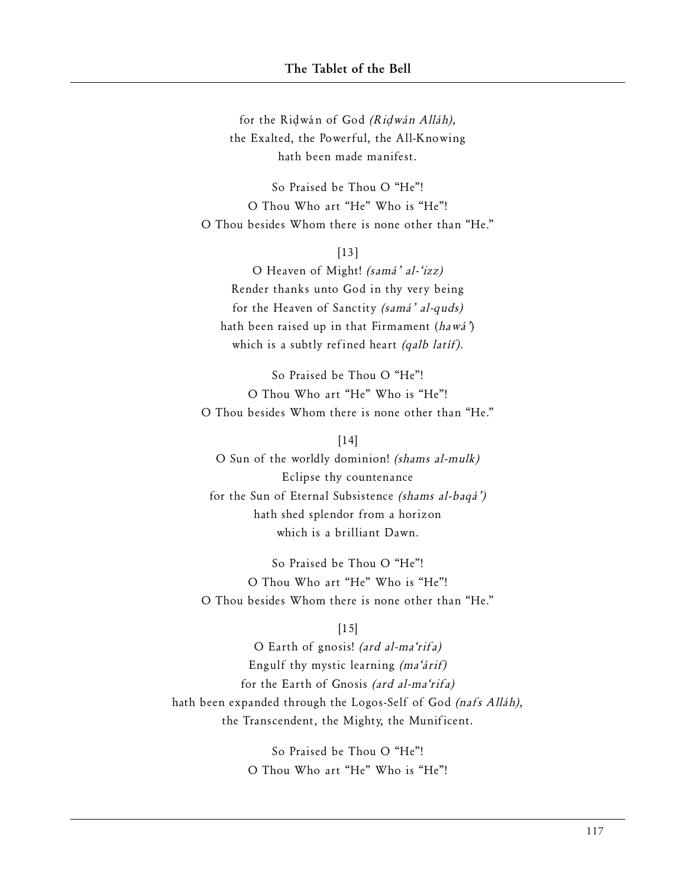for the Riḍwán of God *(Riḍwán Alláh),*
the Exalted, the Powerful, the All-Knowing
hath been made manifest.

So Praised be Thou O "He"!
O Thou Who art "He" Who is "He"!
O Thou besides Whom there is none other than "He."

[13]

O Heaven of Might! *(samá' al-'izz)*
Render thanks unto God in thy very being
for the Heaven of Sanctity *(samá' al-quds)*
hath been raised up in that Firmament (*hawá'*)
which is a subtly refined heart *(qalb latíf).*

So Praised be Thou O "He"!
O Thou Who art "He" Who is "He"!
O Thou besides Whom there is none other than "He."

[14]

O Sun of the worldly dominion! *(shams al-mulk)*
Eclipse thy countenance
for the Sun of Eternal Subsistence *(shams al-baqá')*
hath shed splendor from a horizon
which is a brilliant Dawn.

So Praised be Thou O "He"!
O Thou Who art "He" Who is "He"!
O Thou besides Whom there is none other than "He."

[15]

O Earth of gnosis! *(ard al-ma'rifa)*
Engulf thy mystic learning *(ma'árif)*
for the Earth of Gnosis *(ard al-ma'rifa)*
hath been expanded through the Logos-Self of God *(nafs Alláh),*
the Transcendent, the Mighty, the Munificent.

So Praised be Thou O "He"!
O Thou Who art "He" Who is "He"!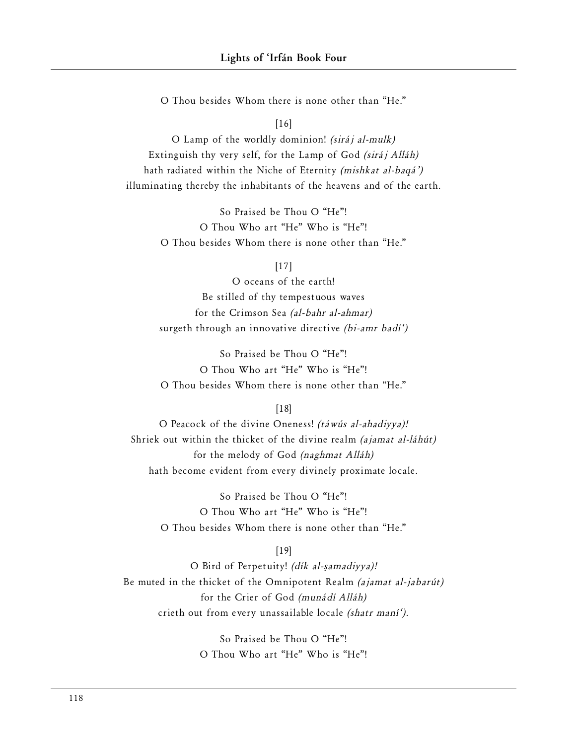O Thou besides Whom there is none other than "He."

[16]

O Lamp of the worldly dominion! *(siráj al-mulk)*
Extinguish thy very self, for the Lamp of God *(siráj Alláh)*
hath radiated within the Niche of Eternity *(mishkat al-baqá')*
illuminating thereby the inhabitants of the heavens and of the earth.

So Praised be Thou O "He"!
O Thou Who art "He" Who is "He"!
O Thou besides Whom there is none other than "He."

[17]

O oceans of the earth!
Be stilled of thy tempestuous waves
for the Crimson Sea *(al-bahr al-ahmar)*
surgeth through an innovative directive *(bi-amr badí')*

So Praised be Thou O "He"!
O Thou Who art "He" Who is "He"!
O Thou besides Whom there is none other than "He."

[18]

O Peacock of the divine Oneness! *(táwús al-ahadiyya)!*
Shriek out within the thicket of the divine realm *(ajamat al-láhút)*
for the melody of God *(naghmat Alláh)*
hath become evident from every divinely proximate locale.

So Praised be Thou O "He"!
O Thou Who art "He" Who is "He"!
O Thou besides Whom there is none other than "He."

[19]

O Bird of Perpetuity! *(dík al-ṣamadiyya)!*
Be muted in the thicket of the Omnipotent Realm *(ajamat al-jabarút)*
for the Crier of God *(munádí Alláh)*
crieth out from every unassailable locale *(shatr maní').*

So Praised be Thou O "He"!
O Thou Who art "He" Who is "He"!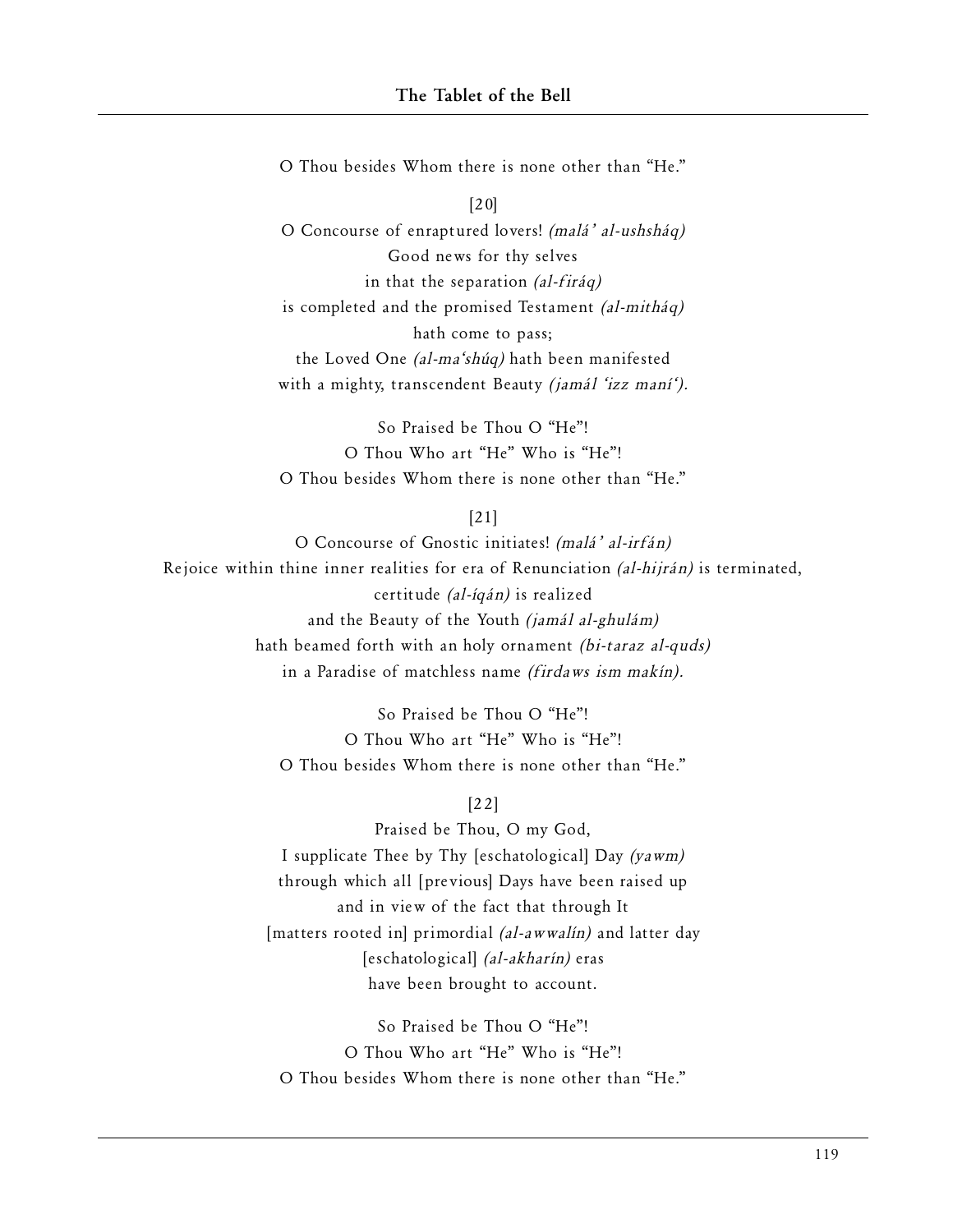O Thou besides Whom there is none other than “He.”

[20]

O Concourse of enraptured lovers! *(malá’ al-ushsháq)*
Good news for thy selves
in that the separation *(al-firáq)*
is completed and the promised Testament *(al-mitháq)*
hath come to pass;
the Loved One *(al-ma‘shúq)* hath been manifested
with a mighty, transcendent Beauty *(jamál ‘izz maní‘)*.

So Praised be Thou O “He”!
O Thou Who art “He” Who is “He”!
O Thou besides Whom there is none other than “He.”

[21]

O Concourse of Gnostic initiates! *(malá’ al-irfán)*
Rejoice within thine inner realities for era of Renunciation *(al-hijrán)* is terminated,
certitude *(al-íqán)* is realized
and the Beauty of the Youth *(jamál al-ghulám)*
hath beamed forth with an holy ornament *(bi-taraz al-quds)*
in a Paradise of matchless name *(firdaws ism makín)*.

So Praised be Thou O “He”!
O Thou Who art “He” Who is “He”!
O Thou besides Whom there is none other than “He.”

[22]

Praised be Thou, O my God,
I supplicate Thee by Thy [eschatological] Day *(yawm)*
through which all [previous] Days have been raised up
and in view of the fact that through It
[matters rooted in] primordial *(al-awwalín)* and latter day
[eschatological] *(al-akharín)* eras
have been brought to account.

So Praised be Thou O “He”!
O Thou Who art “He” Who is “He”!
O Thou besides Whom there is none other than “He.”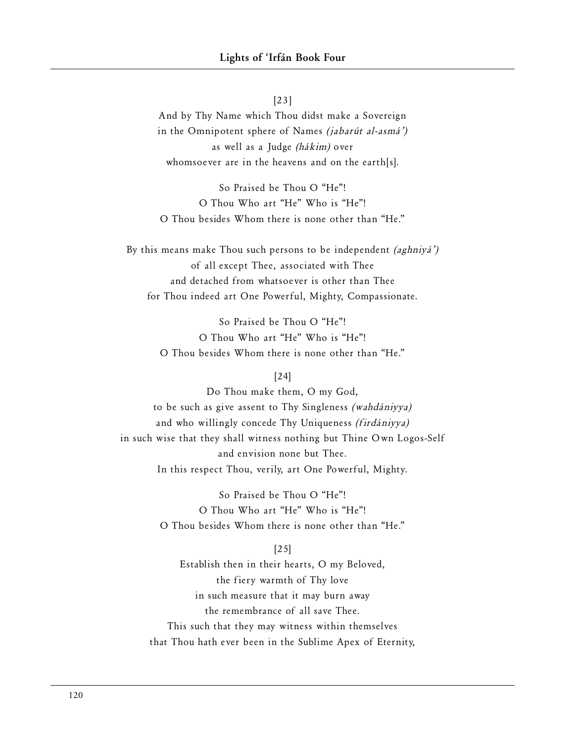[23]

And by Thy Name which Thou didst make a Sovereign
in the Omnipotent sphere of Names *(jabarút al-asmá')*
as well as a Judge *(hákim)* over
whomsoever are in the heavens and on the earth[s].

So Praised be Thou O "He"!
O Thou Who art "He" Who is "He"!
O Thou besides Whom there is none other than "He."

By this means make Thou such persons to be independent *(aghniyá')*
of all except Thee, associated with Thee
and detached from whatsoever is other than Thee
for Thou indeed art One Powerful, Mighty, Compassionate.

So Praised be Thou O "He"!
O Thou Who art "He" Who is "He"!
O Thou besides Whom there is none other than "He."

[24]

Do Thou make them, O my God,
to be such as give assent to Thy Singleness *(wahdániyya)*
and who willingly concede Thy Uniqueness *(firdániyya)*
in such wise that they shall witness nothing but Thine Own Logos-Self
and envision none but Thee.
In this respect Thou, verily, art One Powerful, Mighty.

So Praised be Thou O "He"!
O Thou Who art "He" Who is "He"!
O Thou besides Whom there is none other than "He."

[25]

Establish then in their hearts, O my Beloved,
the fiery warmth of Thy love
in such measure that it may burn away
the remembrance of all save Thee.
This such that they may witness within themselves
that Thou hath ever been in the Sublime Apex of Eternity,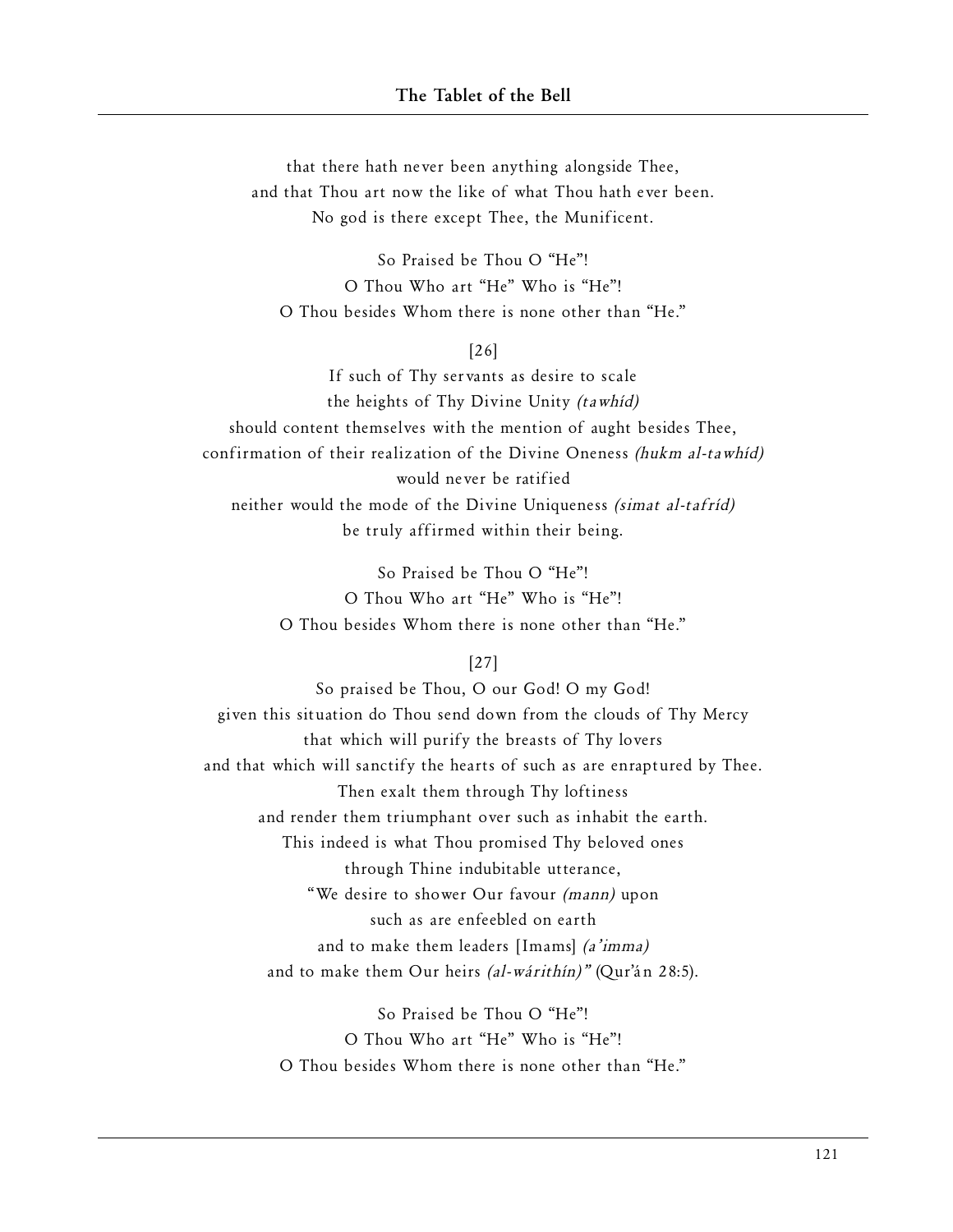that there hath never been anything alongside Thee,
and that Thou art now the like of what Thou hath ever been.
No god is there except Thee, the Munificent.

So Praised be Thou O "He"!
O Thou Who art "He" Who is "He"!
O Thou besides Whom there is none other than "He."

[26]

If such of Thy servants as desire to scale
the heights of Thy Divine Unity *(tawhíd)*
should content themselves with the mention of aught besides Thee,
confirmation of their realization of the Divine Oneness *(hukm al-tawhíd)*
would never be ratified
neither would the mode of the Divine Uniqueness *(simat al-tafríd)*
be truly affirmed within their being.

So Praised be Thou O "He"!
O Thou Who art "He" Who is "He"!
O Thou besides Whom there is none other than "He."

[27]

So praised be Thou, O our God! O my God!
given this situation do Thou send down from the clouds of Thy Mercy
that which will purify the breasts of Thy lovers
and that which will sanctify the hearts of such as are enraptured by Thee.
Then exalt them through Thy loftiness
and render them triumphant over such as inhabit the earth.
This indeed is what Thou promised Thy beloved ones
through Thine indubitable utterance,
"We desire to shower Our favour *(mann)* upon
such as are enfeebled on earth
and to make them leaders [Imams] *(a'imma)*
and to make them Our heirs *(al-wárithín)"* (Qur'án 28:5).

So Praised be Thou O "He"!
O Thou Who art "He" Who is "He"!
O Thou besides Whom there is none other than "He."